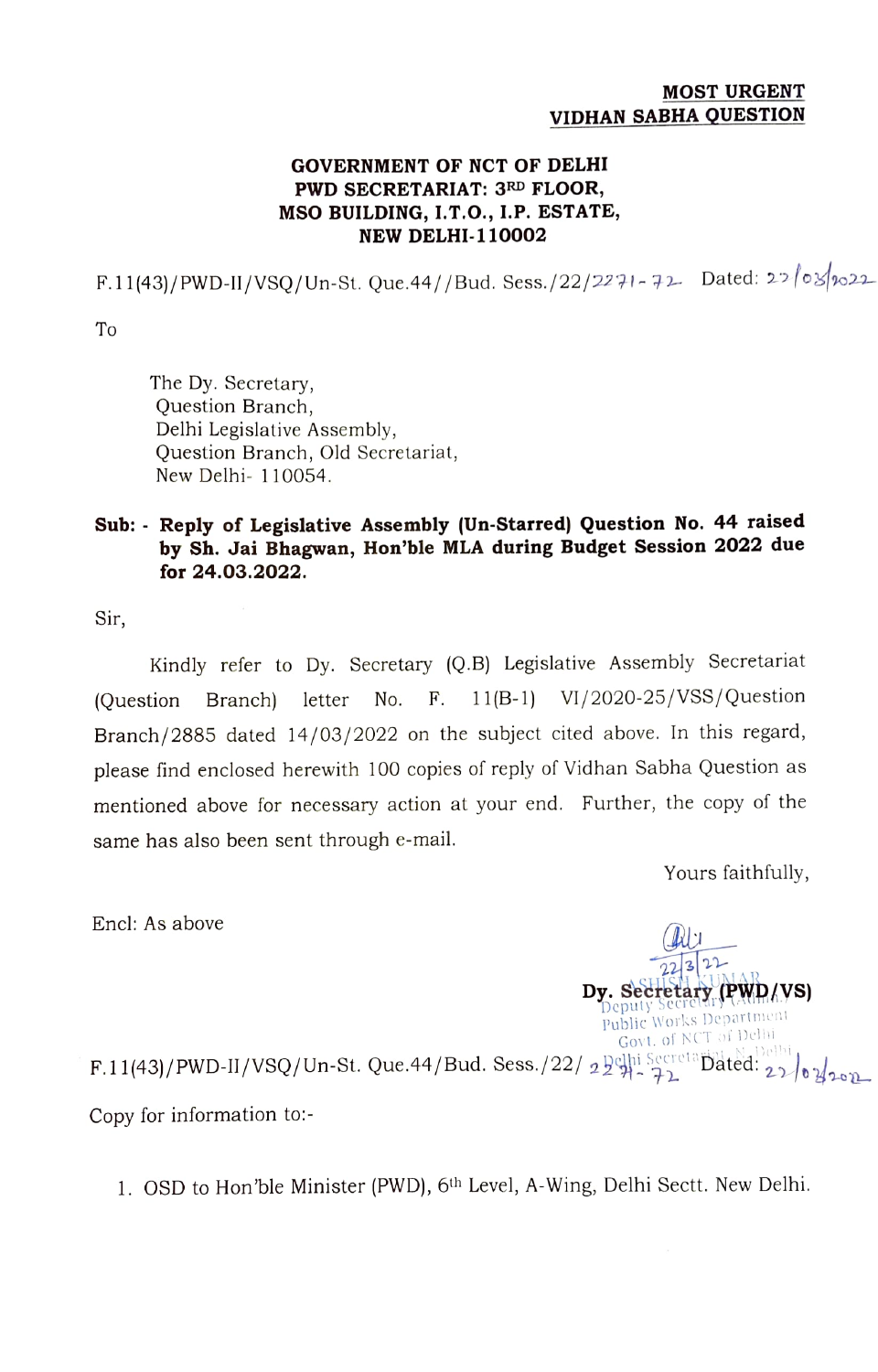**MOST URGENT**
**VIDHAN SABHA QUESTION**

**GOVERNMENT OF NCT OF DELHI**
**PWD SECRETARIAT: 3RD FLOOR,**
**MSO BUILDING, I.T.O., I.P. ESTATE,**
**NEW DELHI-110002**

F.11(43)/PWD-II/VSQ/Un-St. Que.44//Bud. Sess./22/2271-72 Dated: 22/03/2022

To

The Dy. Secretary,
Question Branch,
Delhi Legislative Assembly,
Question Branch, Old Secretariat,
New Delhi- 110054.

**Sub: - Reply of Legislative Assembly (Un-Starred) Question No. 44 raised by Sh. Jai Bhagwan, Hon'ble MLA during Budget Session 2022 due for 24.03.2022.**

Sir,

Kindly refer to Dy. Secretary (Q.B) Legislative Assembly Secretariat (Question Branch) letter No. F. 11(B-1) VI/2020-25/VSS/Question Branch/2885 dated 14/03/2022 on the subject cited above. In this regard, please find enclosed herewith 100 copies of reply of Vidhan Sabha Question as mentioned above for necessary action at your end. Further, the copy of the same has also been sent through e-mail.

Yours faithfully,

Encl: As above

22/3/22
ASHISH KUMAR
**Dy. Secretary (PWD/VS)**
Deputy Secretary (Admn.)
Public Works Department
Govt. of NCT of Delhi
Delhi Secretariat, N. Delhi

F.11(43)/PWD-II/VSQ/Un-St. Que.44/Bud. Sess./22/ 2271-72 Dated: 22/03/2022

Copy for information to:-

1. OSD to Hon'ble Minister (PWD), 6th Level, A-Wing, Delhi Sectt. New Delhi.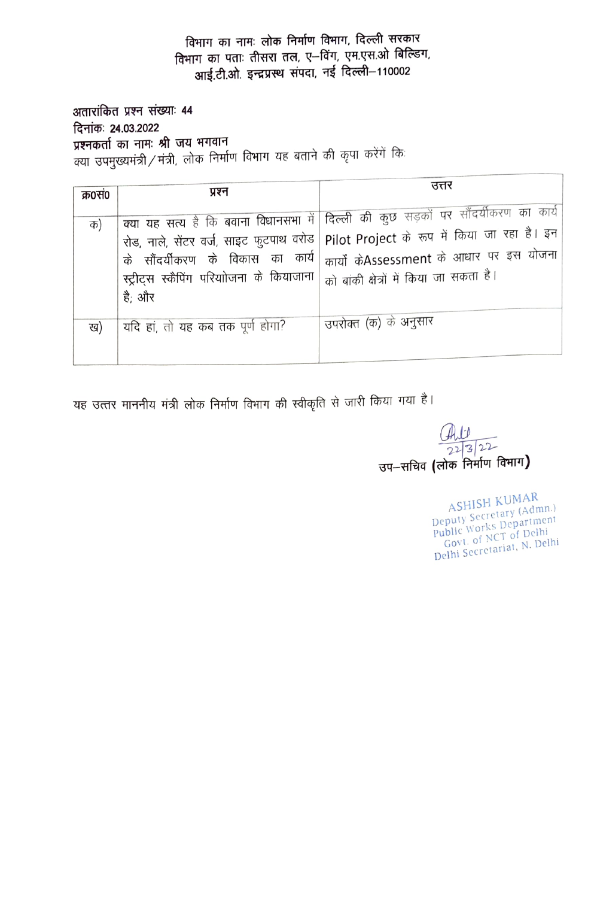विभाग का नामः लोक निर्माण विभाग, दिल्ली सरकार
विभाग का पताः तीसरा तल, ए–विंग, एम.एस.ओ बिल्डिंग,
आई.टी.ओ. इन्द्रप्रस्थ संपदा, नई दिल्ली–110002

**अतारांकित प्रश्न संख्याः 44**
**दिनांकः 24.03.2022**
**प्रश्नकर्ता का नामः श्री जय भगवान**
क्या उपमुख्यमंत्री / मंत्री, लोक निर्माण विभाग यह बताने की कृपा करेंगें कि:

| क्र0सं0 | प्रश्न | उत्तर |
|---|---|---|
| क) | क्या यह सत्य है कि बवाना विधानसभा में रोड, नाले, सेंटर वर्ज, साइट फुटपाथ वरोड के सौंदर्यीकरण के विकास का कार्य स्ट्रीट्स स्कैपिंग परियोजना के कियाजाना है; और | दिल्ली की कुछ सड़कों पर सौंदर्यीकरण का कार्य Pilot Project के रूप में किया जा रहा है। इन कार्यों केAssessment के आधार पर इस योजना को बांकी क्षेत्रों में किया जा सकता है। |
| ख) | यदि हां, तो यह कब तक पूर्ण होगा? | उपरोक्त (क) के अनुसार |

यह उत्तर माननीय मंत्री लोक निर्माण विभाग की स्वीकृति से जारी किया गया है।

22/3/22
उप–सचिव (लोक निर्माण विभाग)

ASHISH KUMAR
Deputy Secretary (Admn.)
Public Works Department
Govt. of NCT of Delhi
Delhi Secretariat, N. Delhi